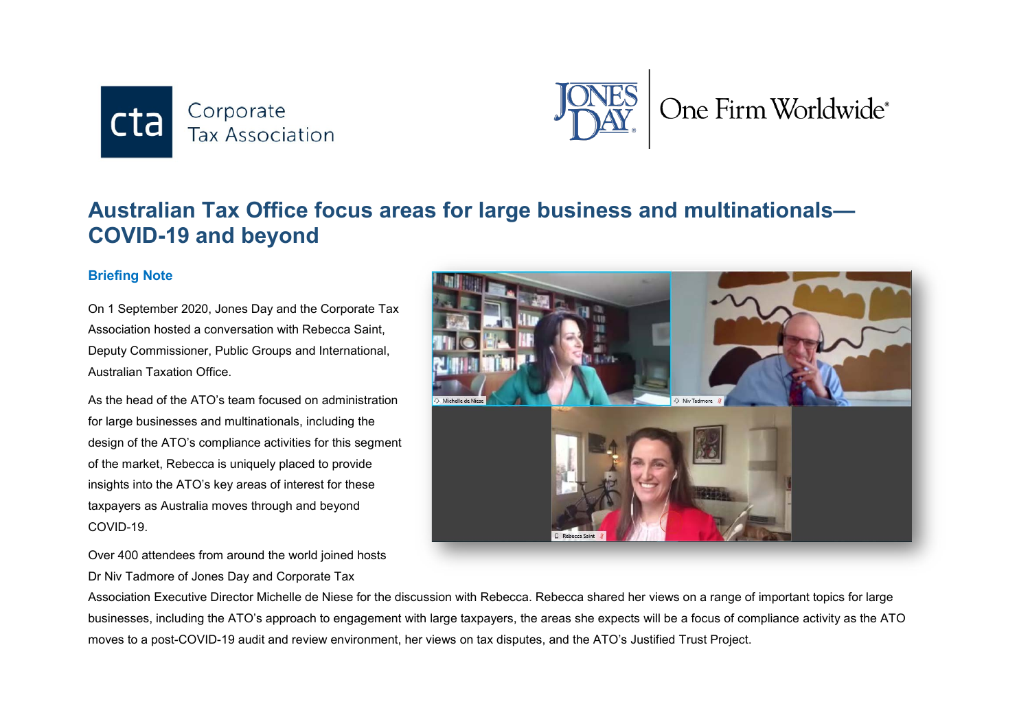# Australian Tax Office focus areas for large business and multinationals—COVID-19 and beyond

### Briefing Note

On 1 September 2020, Jones Day and the Corporate Tax Association hosted a conversation with Rebecca Saint, Deputy Commissioner, Public Groups and International, Australian Taxation Office.

As the head of the ATO's team focused on administration for large businesses and multinationals, including the design of the ATO's compliance activities for this segment of the market, Rebecca is uniquely placed to provide insights into the ATO's key areas of interest for these taxpayers as Australia moves through and beyond COVID-19.

Over 400 attendees from around the world joined hosts Dr Niv Tadmore of Jones Day and Corporate Tax Association Executive Director Michelle de Niese for the discussion with Rebecca. Rebecca shared her views on a range of important topics for large businesses, including the ATO's approach to engagement with large taxpayers, the areas she expects will be a focus of compliance activity as the ATO moves to a post-COVID-19 audit and review environment, her views on tax disputes, and the ATO's Justified Trust Project.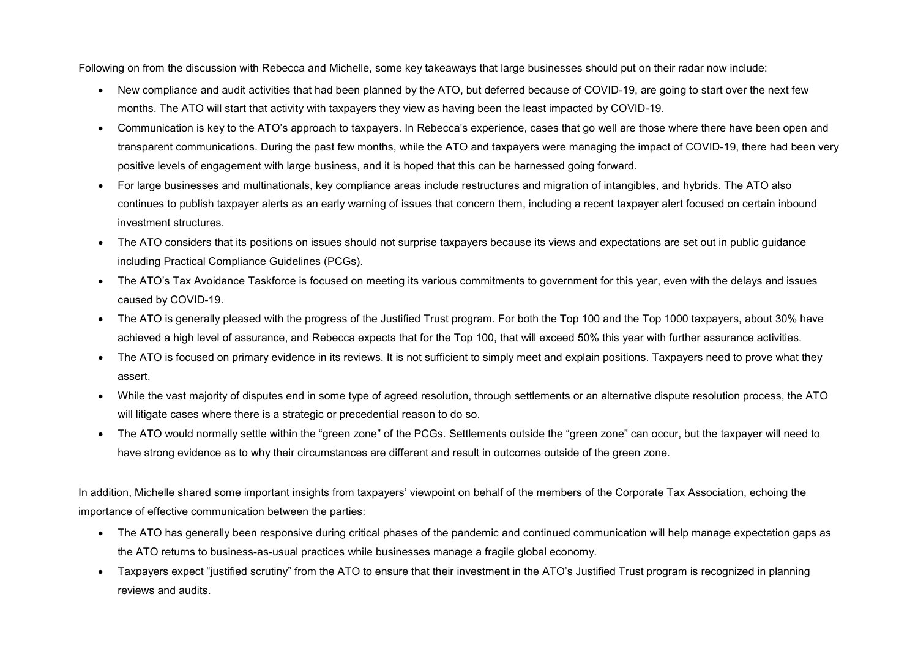Following on from the discussion with Rebecca and Michelle, some key takeaways that large businesses should put on their radar now include:

- New compliance and audit activities that had been planned by the ATO, but deferred because of COVID-19, are going to start over the next few months. The ATO will start that activity with taxpayers they view as having been the least impacted by COVID-19.
- Communication is key to the ATO's approach to taxpayers. In Rebecca's experience, cases that go well are those where there have been open and transparent communications. During the past few months, while the ATO and taxpayers were managing the impact of COVID-19, there had been very positive levels of engagement with large business, and it is hoped that this can be harnessed going forward.
- For large businesses and multinationals, key compliance areas include restructures and migration of intangibles, and hybrids. The ATO also continues to publish taxpayer alerts as an early warning of issues that concern them, including a recent taxpayer alert focused on certain inbound investment structures.
- The ATO considers that its positions on issues should not surprise taxpayers because its views and expectations are set out in public guidance including Practical Compliance Guidelines (PCGs).
- The ATO's Tax Avoidance Taskforce is focused on meeting its various commitments to government for this year, even with the delays and issues caused by COVID-19.
- The ATO is generally pleased with the progress of the Justified Trust program. For both the Top 100 and the Top 1000 taxpayers, about 30% have achieved a high level of assurance, and Rebecca expects that for the Top 100, that will exceed 50% this year with further assurance activities.
- The ATO is focused on primary evidence in its reviews. It is not sufficient to simply meet and explain positions. Taxpayers need to prove what they assert.
- While the vast majority of disputes end in some type of agreed resolution, through settlements or an alternative dispute resolution process, the ATO will litigate cases where there is a strategic or precedential reason to do so.
- The ATO would normally settle within the "green zone" of the PCGs. Settlements outside the "green zone" can occur, but the taxpayer will need to have strong evidence as to why their circumstances are different and result in outcomes outside of the green zone.

In addition, Michelle shared some important insights from taxpayers' viewpoint on behalf of the members of the Corporate Tax Association, echoing the importance of effective communication between the parties:

- The ATO has generally been responsive during critical phases of the pandemic and continued communication will help manage expectation gaps as the ATO returns to business-as-usual practices while businesses manage a fragile global economy.
- Taxpayers expect "justified scrutiny" from the ATO to ensure that their investment in the ATO's Justified Trust program is recognized in planning reviews and audits.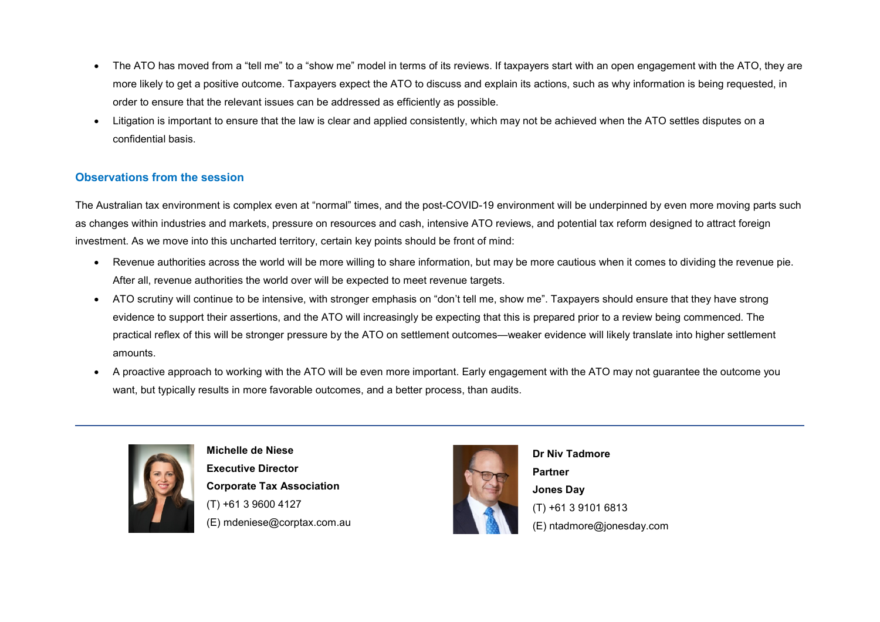- The ATO has moved from a "tell me" to a "show me" model in terms of its reviews. If taxpayers start with an open engagement with the ATO, they are more likely to get a positive outcome. Taxpayers expect the ATO to discuss and explain its actions, such as why information is being requested, in order to ensure that the relevant issues can be addressed as efficiently as possible.
- Litigation is important to ensure that the law is clear and applied consistently, which may not be achieved when the ATO settles disputes on a confidential basis.

## Observations from the session

The Australian tax environment is complex even at "normal" times, and the post-COVID-19 environment will be underpinned by even more moving parts such as changes within industries and markets, pressure on resources and cash, intensive ATO reviews, and potential tax reform designed to attract foreign investment. As we move into this uncharted territory, certain key points should be front of mind:

- Revenue authorities across the world will be more willing to share information, but may be more cautious when it comes to dividing the revenue pie. After all, revenue authorities the world over will be expected to meet revenue targets.
- ATO scrutiny will continue to be intensive, with stronger emphasis on "don't tell me, show me". Taxpayers should ensure that they have strong evidence to support their assertions, and the ATO will increasingly be expecting that this is prepared prior to a review being commenced. The practical reflex of this will be stronger pressure by the ATO on settlement outcomes—weaker evidence will likely translate into higher settlement amounts.
- A proactive approach to working with the ATO will be even more important. Early engagement with the ATO may not guarantee the outcome you want, but typically results in more favorable outcomes, and a better process, than audits.

---

**Michelle de Niese**
**Executive Director**
**Corporate Tax Association**
(T) +61 3 9600 4127
(E) mdeniese@corptax.com.au

**Dr Niv Tadmore**
**Partner**
**Jones Day**
(T) +61 3 9101 6813
(E) ntadmore@jonesday.com